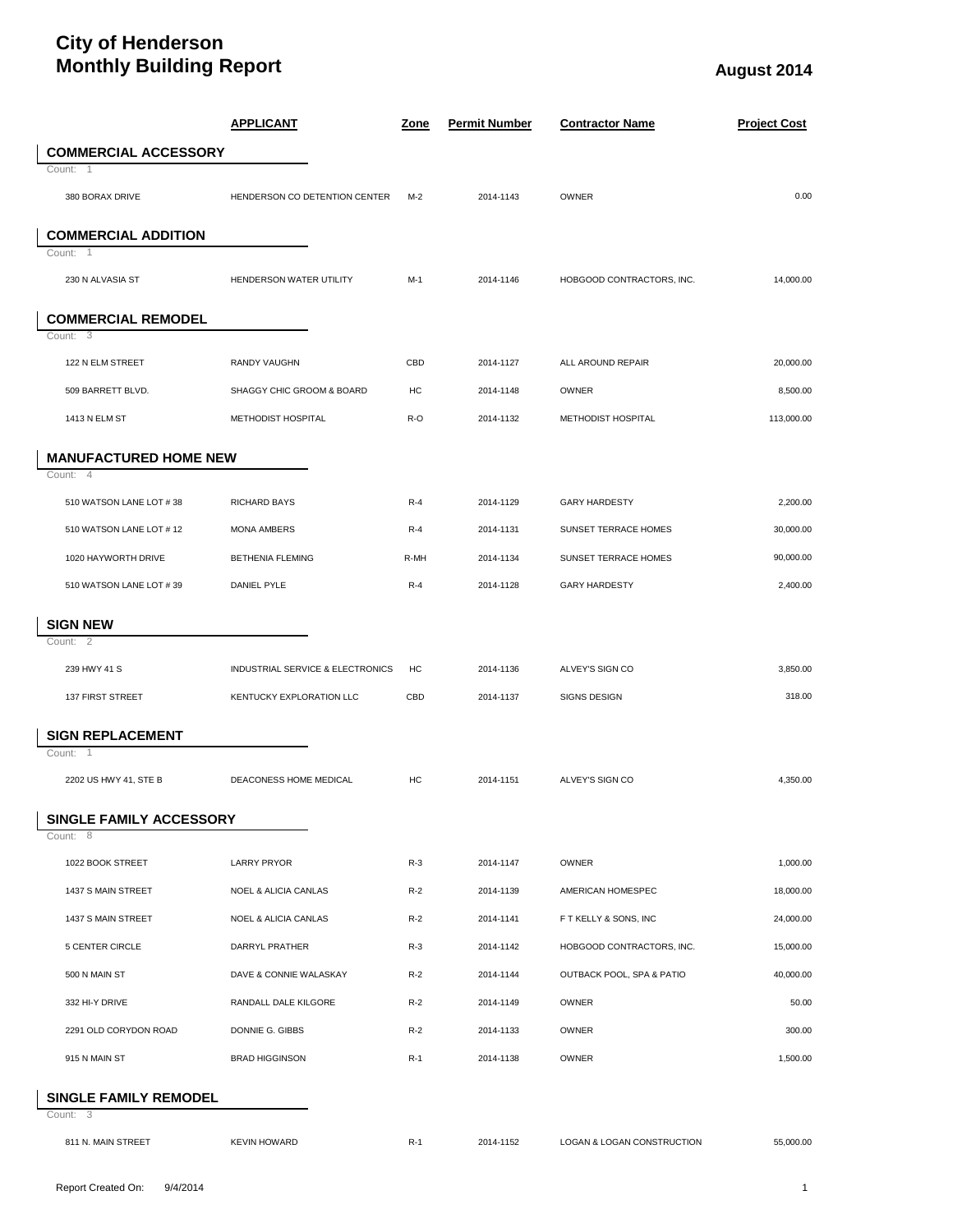# City of Henderson
# Monthly Building Report

**August 2014**

| | APPLICANT | Zone | Permit Number | Contractor Name | Project Cost |
|---|---|---|---|---|---|
| **COMMERCIAL ACCESSORY** | | | | | |
| Count: 1 | | | | | |
| 380 BORAX DRIVE | HENDERSON CO DETENTION CENTER | M-2 | 2014-1143 | OWNER | 0.00 |
| **COMMERCIAL ADDITION** | | | | | |
| Count: 1 | | | | | |
| 230 N ALVASIA ST | HENDERSON WATER UTILITY | M-1 | 2014-1146 | HOBGOOD CONTRACTORS, INC. | 14,000.00 |
| **COMMERCIAL REMODEL** | | | | | |
| Count: 3 | | | | | |
| 122 N ELM STREET | RANDY VAUGHN | CBD | 2014-1127 | ALL AROUND REPAIR | 20,000.00 |
| 509 BARRETT BLVD. | SHAGGY CHIC GROOM & BOARD | HC | 2014-1148 | OWNER | 8,500.00 |
| 1413 N ELM ST | METHODIST HOSPITAL | R-O | 2014-1132 | METHODIST HOSPITAL | 113,000.00 |
| **MANUFACTURED HOME NEW** | | | | | |
| Count: 4 | | | | | |
| 510 WATSON LANE LOT # 38 | RICHARD BAYS | R-4 | 2014-1129 | GARY HARDESTY | 2,200.00 |
| 510 WATSON LANE LOT # 12 | MONA AMBERS | R-4 | 2014-1131 | SUNSET TERRACE HOMES | 30,000.00 |
| 1020 HAYWORTH DRIVE | BETHENIA FLEMING | R-MH | 2014-1134 | SUNSET TERRACE HOMES | 90,000.00 |
| 510 WATSON LANE LOT # 39 | DANIEL PYLE | R-4 | 2014-1128 | GARY HARDESTY | 2,400.00 |
| **SIGN NEW** | | | | | |
| Count: 2 | | | | | |
| 239 HWY 41 S | INDUSTRIAL SERVICE & ELECTRONICS | HC | 2014-1136 | ALVEY'S SIGN CO | 3,850.00 |
| 137 FIRST STREET | KENTUCKY EXPLORATION LLC | CBD | 2014-1137 | SIGNS DESIGN | 318.00 |
| **SIGN REPLACEMENT** | | | | | |
| Count: 1 | | | | | |
| 2202 US HWY 41, STE B | DEACONESS HOME MEDICAL | HC | 2014-1151 | ALVEY'S SIGN CO | 4,350.00 |
| **SINGLE FAMILY ACCESSORY** | | | | | |
| Count: 8 | | | | | |
| 1022 BOOK STREET | LARRY PRYOR | R-3 | 2014-1147 | OWNER | 1,000.00 |
| 1437 S MAIN STREET | NOEL & ALICIA CANLAS | R-2 | 2014-1139 | AMERICAN HOMESPEC | 18,000.00 |
| 1437 S MAIN STREET | NOEL & ALICIA CANLAS | R-2 | 2014-1141 | F T KELLY & SONS, INC | 24,000.00 |
| 5 CENTER CIRCLE | DARRYL PRATHER | R-3 | 2014-1142 | HOBGOOD CONTRACTORS, INC. | 15,000.00 |
| 500 N MAIN ST | DAVE & CONNIE WALASKAY | R-2 | 2014-1144 | OUTBACK POOL, SPA & PATIO | 40,000.00 |
| 332 HI-Y DRIVE | RANDALL DALE KILGORE | R-2 | 2014-1149 | OWNER | 50.00 |
| 2291 OLD CORYDON ROAD | DONNIE G. GIBBS | R-2 | 2014-1133 | OWNER | 300.00 |
| 915 N MAIN ST | BRAD HIGGINSON | R-1 | 2014-1138 | OWNER | 1,500.00 |
| **SINGLE FAMILY REMODEL** | | | | | |
| Count: 3 | | | | | |
| 811 N. MAIN STREET | KEVIN HOWARD | R-1 | 2014-1152 | LOGAN & LOGAN CONSTRUCTION | 55,000.00 |

Report Created On: 9/4/2014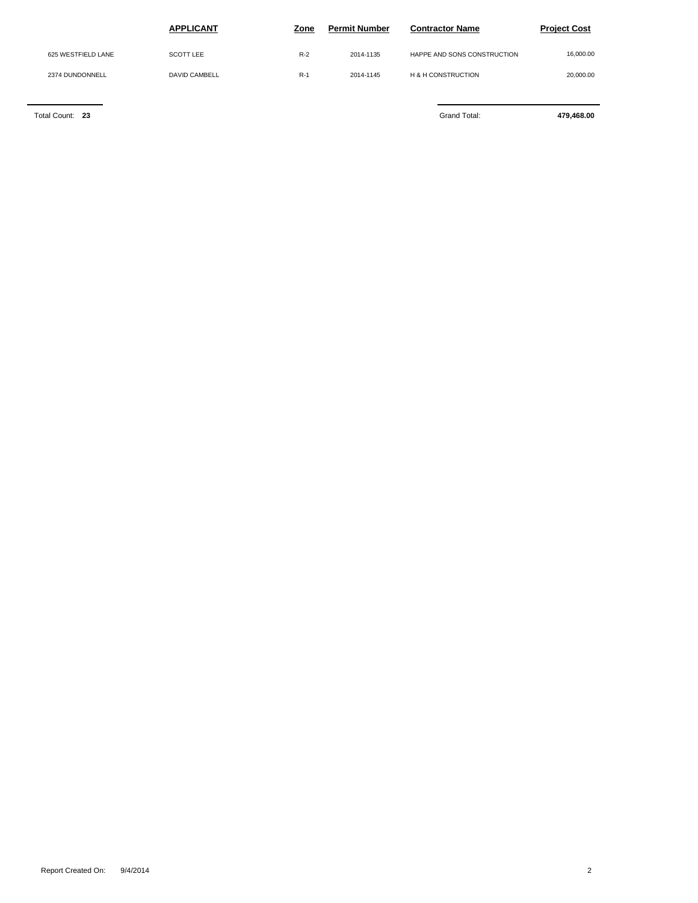| | APPLICANT | Zone | Permit Number | Contractor Name | Project Cost |
|---|---|---|---|---|---|
| 625 WESTFIELD LANE | SCOTT LEE | R-2 | 2014-1135 | HAPPE AND SONS CONSTRUCTION | 16,000.00 |
| 2374 DUNDONNELL | DAVID CAMBELL | R-1 | 2014-1145 | H & H CONSTRUCTION | 20,000.00 |

Total Count: **23**

Grand Total: **479,468.00**

Report Created On: 9/4/2014